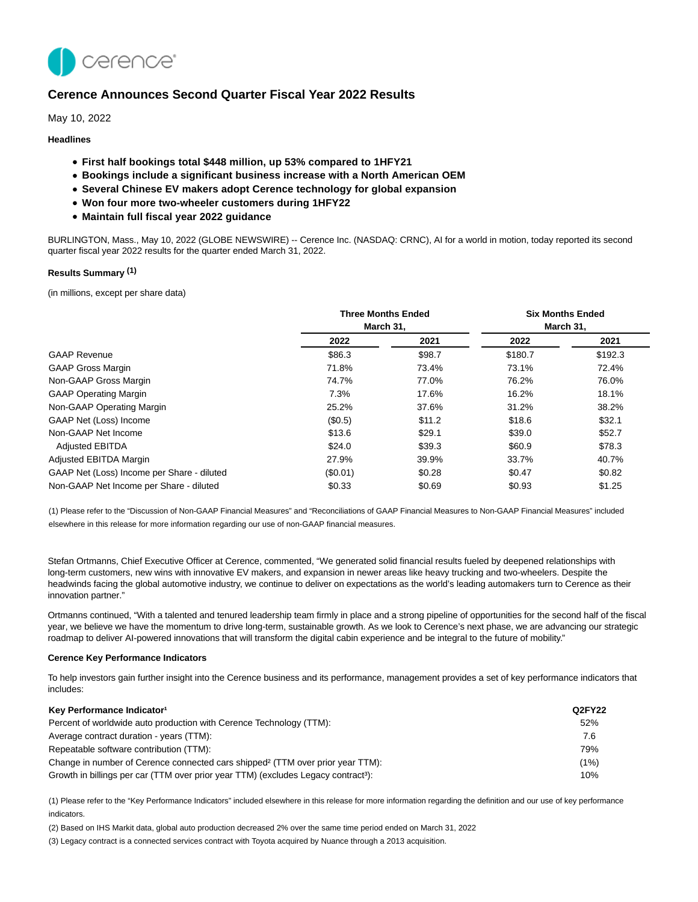# Cerence Announces Second Quarter Fiscal Year 2022 Results

May 10, 2022

**Headlines**

- **First half bookings total $448 million, up 53% compared to 1HFY21**
- **Bookings include a significant business increase with a North American OEM**
- **Several Chinese EV makers adopt Cerence technology for global expansion**
- **Won four more two-wheeler customers during 1HFY22**
- **Maintain full fiscal year 2022 guidance**

BURLINGTON, Mass., May 10, 2022 (GLOBE NEWSWIRE) -- Cerence Inc. (NASDAQ: CRNC), AI for a world in motion, today reported its second quarter fiscal year 2022 results for the quarter ended March 31, 2022.

**Results Summary (1)**

(in millions, except per share data)

| | Three Months Ended March 31, | | Six Months Ended March 31, | |
|---|---|---|---|---|
| | 2022 | 2021 | 2022 | 2021 |
| GAAP Revenue | $86.3 | $98.7 | $180.7 | $192.3 |
| GAAP Gross Margin | 71.8% | 73.4% | 73.1% | 72.4% |
| Non-GAAP Gross Margin | 74.7% | 77.0% | 76.2% | 76.0% |
| GAAP Operating Margin | 7.3% | 17.6% | 16.2% | 18.1% |
| Non-GAAP Operating Margin | 25.2% | 37.6% | 31.2% | 38.2% |
| GAAP Net (Loss) Income | ($0.5) | $11.2 | $18.6 | $32.1 |
| Non-GAAP Net Income | $13.6 | $29.1 | $39.0 | $52.7 |
| Adjusted EBITDA | $24.0 | $39.3 | $60.9 | $78.3 |
| Adjusted EBITDA Margin | 27.9% | 39.9% | 33.7% | 40.7% |
| GAAP Net (Loss) Income per Share - diluted | ($0.01) | $0.28 | $0.47 | $0.82 |
| Non-GAAP Net Income per Share - diluted | $0.33 | $0.69 | $0.93 | $1.25 |

(1) Please refer to the "Discussion of Non-GAAP Financial Measures" and "Reconciliations of GAAP Financial Measures to Non-GAAP Financial Measures" included elsewhere in this release for more information regarding our use of non-GAAP financial measures.

Stefan Ortmanns, Chief Executive Officer at Cerence, commented, "We generated solid financial results fueled by deepened relationships with long-term customers, new wins with innovative EV makers, and expansion in newer areas like heavy trucking and two-wheelers. Despite the headwinds facing the global automotive industry, we continue to deliver on expectations as the world's leading automakers turn to Cerence as their innovation partner."

Ortmanns continued, "With a talented and tenured leadership team firmly in place and a strong pipeline of opportunities for the second half of the fiscal year, we believe we have the momentum to drive long-term, sustainable growth. As we look to Cerence's next phase, we are advancing our strategic roadmap to deliver AI-powered innovations that will transform the digital cabin experience and be integral to the future of mobility."

**Cerence Key Performance Indicators**

To help investors gain further insight into the Cerence business and its performance, management provides a set of key performance indicators that includes:

| Key Performance Indicator[1] | Q2FY22 |
|---|---|
| Percent of worldwide auto production with Cerence Technology (TTM): | 52% |
| Average contract duration - years (TTM): | 7.6 |
| Repeatable software contribution (TTM): | 79% |
| Change in number of Cerence connected cars shipped[2] (TTM over prior year TTM): | (1%) |
| Growth in billings per car (TTM over prior year TTM) (excludes Legacy contract[3]): | 10% |

(1) Please refer to the "Key Performance Indicators" included elsewhere in this release for more information regarding the definition and our use of key performance indicators.

(2) Based on IHS Markit data, global auto production decreased 2% over the same time period ended on March 31, 2022

(3) Legacy contract is a connected services contract with Toyota acquired by Nuance through a 2013 acquisition.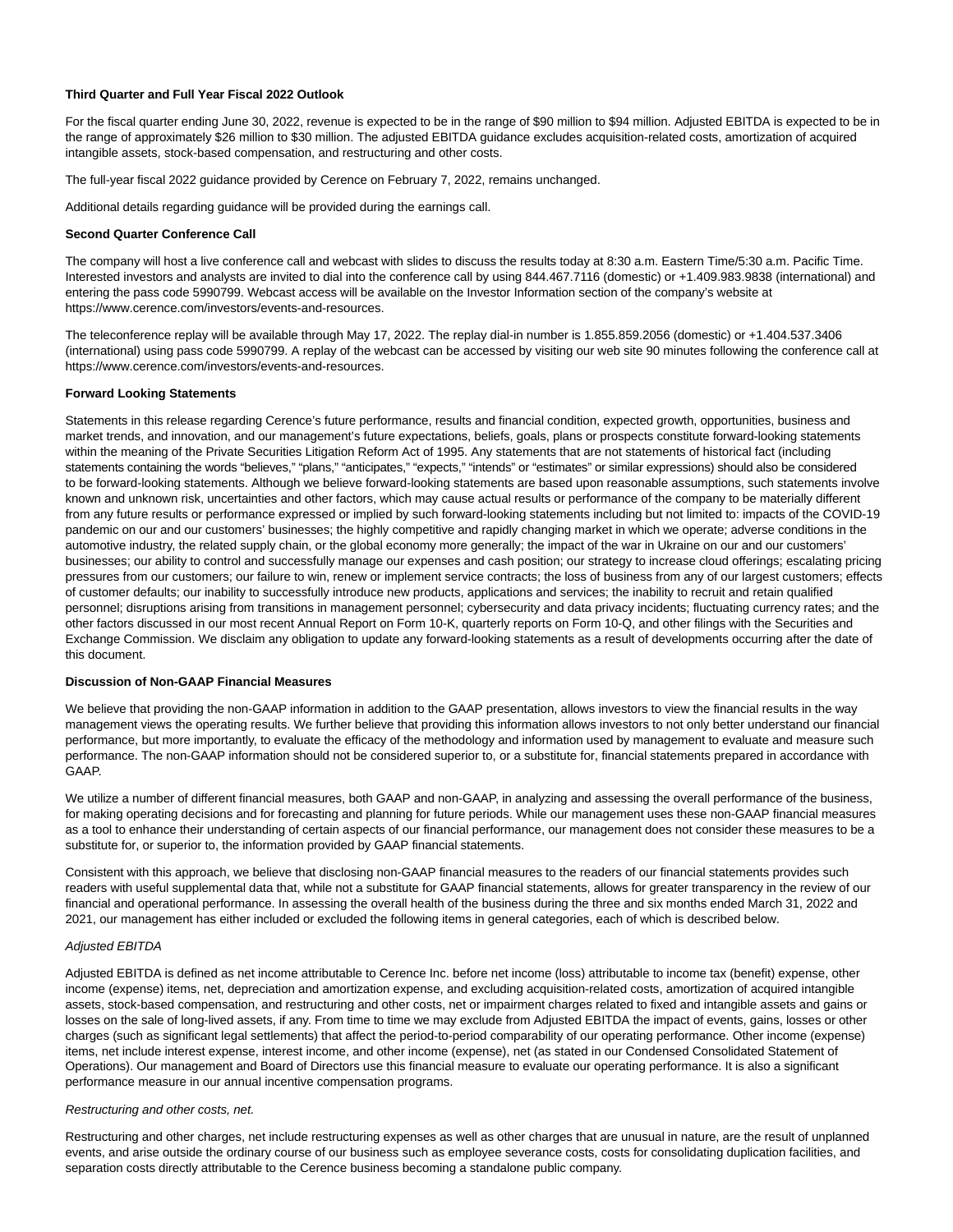**Third Quarter and Full Year Fiscal 2022 Outlook**

For the fiscal quarter ending June 30, 2022, revenue is expected to be in the range of $90 million to $94 million. Adjusted EBITDA is expected to be in the range of approximately $26 million to $30 million. The adjusted EBITDA guidance excludes acquisition-related costs, amortization of acquired intangible assets, stock-based compensation, and restructuring and other costs.

The full-year fiscal 2022 guidance provided by Cerence on February 7, 2022, remains unchanged.

Additional details regarding guidance will be provided during the earnings call.

**Second Quarter Conference Call**

The company will host a live conference call and webcast with slides to discuss the results today at 8:30 a.m. Eastern Time/5:30 a.m. Pacific Time. Interested investors and analysts are invited to dial into the conference call by using 844.467.7116 (domestic) or +1.409.983.9838 (international) and entering the pass code 5990799. Webcast access will be available on the Investor Information section of the company's website at https://www.cerence.com/investors/events-and-resources.

The teleconference replay will be available through May 17, 2022. The replay dial-in number is 1.855.859.2056 (domestic) or +1.404.537.3406 (international) using pass code 5990799. A replay of the webcast can be accessed by visiting our web site 90 minutes following the conference call at https://www.cerence.com/investors/events-and-resources.

**Forward Looking Statements**

Statements in this release regarding Cerence's future performance, results and financial condition, expected growth, opportunities, business and market trends, and innovation, and our management's future expectations, beliefs, goals, plans or prospects constitute forward-looking statements within the meaning of the Private Securities Litigation Reform Act of 1995. Any statements that are not statements of historical fact (including statements containing the words "believes," "plans," "anticipates," "expects," "intends" or "estimates" or similar expressions) should also be considered to be forward-looking statements. Although we believe forward-looking statements are based upon reasonable assumptions, such statements involve known and unknown risk, uncertainties and other factors, which may cause actual results or performance of the company to be materially different from any future results or performance expressed or implied by such forward-looking statements including but not limited to: impacts of the COVID-19 pandemic on our and our customers' businesses; the highly competitive and rapidly changing market in which we operate; adverse conditions in the automotive industry, the related supply chain, or the global economy more generally; the impact of the war in Ukraine on our and our customers' businesses; our ability to control and successfully manage our expenses and cash position; our strategy to increase cloud offerings; escalating pricing pressures from our customers; our failure to win, renew or implement service contracts; the loss of business from any of our largest customers; effects of customer defaults; our inability to successfully introduce new products, applications and services; the inability to recruit and retain qualified personnel; disruptions arising from transitions in management personnel; cybersecurity and data privacy incidents; fluctuating currency rates; and the other factors discussed in our most recent Annual Report on Form 10-K, quarterly reports on Form 10-Q, and other filings with the Securities and Exchange Commission. We disclaim any obligation to update any forward-looking statements as a result of developments occurring after the date of this document.

**Discussion of Non-GAAP Financial Measures**

We believe that providing the non-GAAP information in addition to the GAAP presentation, allows investors to view the financial results in the way management views the operating results. We further believe that providing this information allows investors to not only better understand our financial performance, but more importantly, to evaluate the efficacy of the methodology and information used by management to evaluate and measure such performance. The non-GAAP information should not be considered superior to, or a substitute for, financial statements prepared in accordance with GAAP.

We utilize a number of different financial measures, both GAAP and non-GAAP, in analyzing and assessing the overall performance of the business, for making operating decisions and for forecasting and planning for future periods. While our management uses these non-GAAP financial measures as a tool to enhance their understanding of certain aspects of our financial performance, our management does not consider these measures to be a substitute for, or superior to, the information provided by GAAP financial statements.

Consistent with this approach, we believe that disclosing non-GAAP financial measures to the readers of our financial statements provides such readers with useful supplemental data that, while not a substitute for GAAP financial statements, allows for greater transparency in the review of our financial and operational performance. In assessing the overall health of the business during the three and six months ended March 31, 2022 and 2021, our management has either included or excluded the following items in general categories, each of which is described below.

*Adjusted EBITDA*

Adjusted EBITDA is defined as net income attributable to Cerence Inc. before net income (loss) attributable to income tax (benefit) expense, other income (expense) items, net, depreciation and amortization expense, and excluding acquisition-related costs, amortization of acquired intangible assets, stock-based compensation, and restructuring and other costs, net or impairment charges related to fixed and intangible assets and gains or losses on the sale of long-lived assets, if any. From time to time we may exclude from Adjusted EBITDA the impact of events, gains, losses or other charges (such as significant legal settlements) that affect the period-to-period comparability of our operating performance. Other income (expense) items, net include interest expense, interest income, and other income (expense), net (as stated in our Condensed Consolidated Statement of Operations). Our management and Board of Directors use this financial measure to evaluate our operating performance. It is also a significant performance measure in our annual incentive compensation programs.

*Restructuring and other costs, net.*

Restructuring and other charges, net include restructuring expenses as well as other charges that are unusual in nature, are the result of unplanned events, and arise outside the ordinary course of our business such as employee severance costs, costs for consolidating duplication facilities, and separation costs directly attributable to the Cerence business becoming a standalone public company.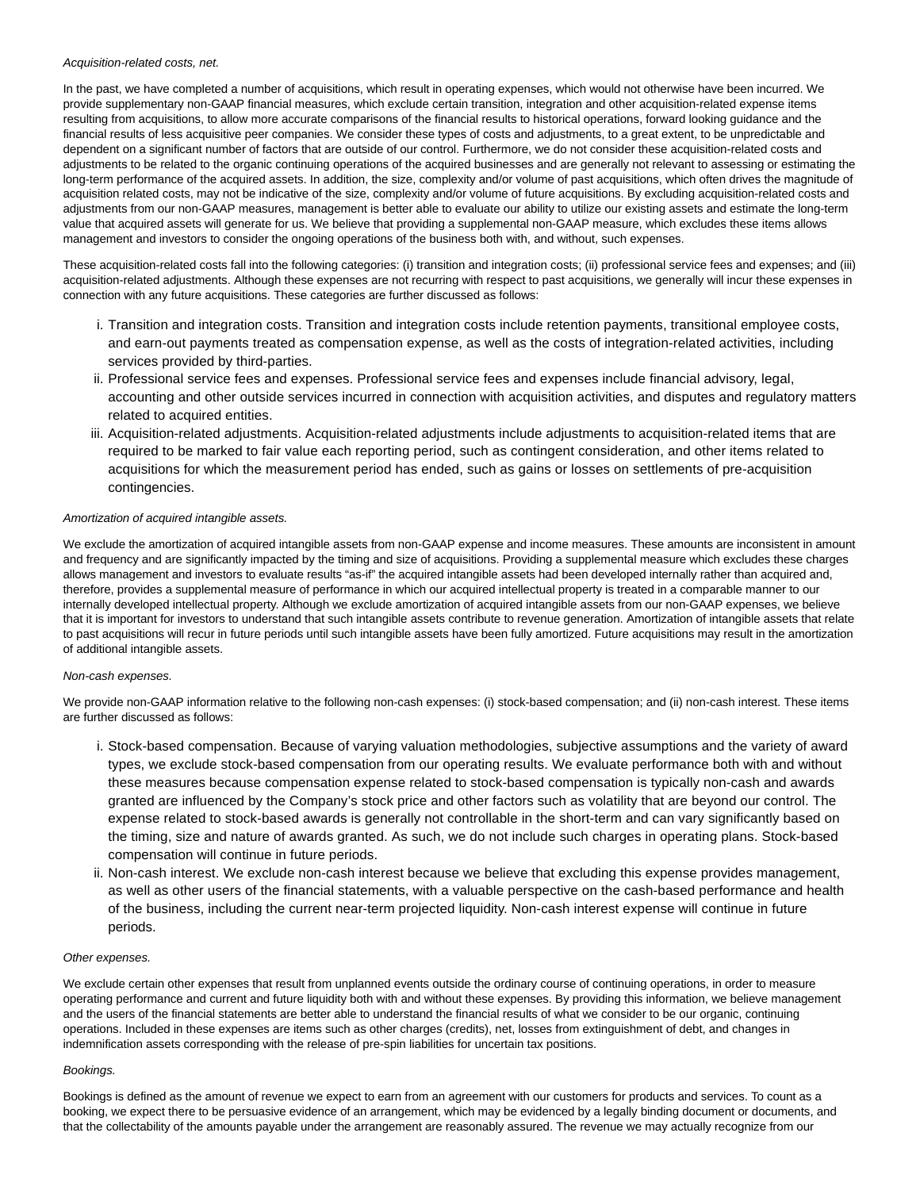*Acquisition-related costs, net.*

In the past, we have completed a number of acquisitions, which result in operating expenses, which would not otherwise have been incurred. We provide supplementary non-GAAP financial measures, which exclude certain transition, integration and other acquisition-related expense items resulting from acquisitions, to allow more accurate comparisons of the financial results to historical operations, forward looking guidance and the financial results of less acquisitive peer companies. We consider these types of costs and adjustments, to a great extent, to be unpredictable and dependent on a significant number of factors that are outside of our control. Furthermore, we do not consider these acquisition-related costs and adjustments to be related to the organic continuing operations of the acquired businesses and are generally not relevant to assessing or estimating the long-term performance of the acquired assets. In addition, the size, complexity and/or volume of past acquisitions, which often drives the magnitude of acquisition related costs, may not be indicative of the size, complexity and/or volume of future acquisitions. By excluding acquisition-related costs and adjustments from our non-GAAP measures, management is better able to evaluate our ability to utilize our existing assets and estimate the long-term value that acquired assets will generate for us. We believe that providing a supplemental non-GAAP measure, which excludes these items allows management and investors to consider the ongoing operations of the business both with, and without, such expenses.

These acquisition-related costs fall into the following categories: (i) transition and integration costs; (ii) professional service fees and expenses; and (iii) acquisition-related adjustments. Although these expenses are not recurring with respect to past acquisitions, we generally will incur these expenses in connection with any future acquisitions. These categories are further discussed as follows:

i. Transition and integration costs. Transition and integration costs include retention payments, transitional employee costs, and earn-out payments treated as compensation expense, as well as the costs of integration-related activities, including services provided by third-parties.
ii. Professional service fees and expenses. Professional service fees and expenses include financial advisory, legal, accounting and other outside services incurred in connection with acquisition activities, and disputes and regulatory matters related to acquired entities.
iii. Acquisition-related adjustments. Acquisition-related adjustments include adjustments to acquisition-related items that are required to be marked to fair value each reporting period, such as contingent consideration, and other items related to acquisitions for which the measurement period has ended, such as gains or losses on settlements of pre-acquisition contingencies.

*Amortization of acquired intangible assets.*

We exclude the amortization of acquired intangible assets from non-GAAP expense and income measures. These amounts are inconsistent in amount and frequency and are significantly impacted by the timing and size of acquisitions. Providing a supplemental measure which excludes these charges allows management and investors to evaluate results "as-if" the acquired intangible assets had been developed internally rather than acquired and, therefore, provides a supplemental measure of performance in which our acquired intellectual property is treated in a comparable manner to our internally developed intellectual property. Although we exclude amortization of acquired intangible assets from our non-GAAP expenses, we believe that it is important for investors to understand that such intangible assets contribute to revenue generation. Amortization of intangible assets that relate to past acquisitions will recur in future periods until such intangible assets have been fully amortized. Future acquisitions may result in the amortization of additional intangible assets.

*Non-cash expenses.*

We provide non-GAAP information relative to the following non-cash expenses: (i) stock-based compensation; and (ii) non-cash interest. These items are further discussed as follows:

i. Stock-based compensation. Because of varying valuation methodologies, subjective assumptions and the variety of award types, we exclude stock-based compensation from our operating results. We evaluate performance both with and without these measures because compensation expense related to stock-based compensation is typically non-cash and awards granted are influenced by the Company's stock price and other factors such as volatility that are beyond our control. The expense related to stock-based awards is generally not controllable in the short-term and can vary significantly based on the timing, size and nature of awards granted. As such, we do not include such charges in operating plans. Stock-based compensation will continue in future periods.
ii. Non-cash interest. We exclude non-cash interest because we believe that excluding this expense provides management, as well as other users of the financial statements, with a valuable perspective on the cash-based performance and health of the business, including the current near-term projected liquidity. Non-cash interest expense will continue in future periods.

*Other expenses.*

We exclude certain other expenses that result from unplanned events outside the ordinary course of continuing operations, in order to measure operating performance and current and future liquidity both with and without these expenses. By providing this information, we believe management and the users of the financial statements are better able to understand the financial results of what we consider to be our organic, continuing operations. Included in these expenses are items such as other charges (credits), net, losses from extinguishment of debt, and changes in indemnification assets corresponding with the release of pre-spin liabilities for uncertain tax positions.

*Bookings.*

Bookings is defined as the amount of revenue we expect to earn from an agreement with our customers for products and services. To count as a booking, we expect there to be persuasive evidence of an arrangement, which may be evidenced by a legally binding document or documents, and that the collectability of the amounts payable under the arrangement are reasonably assured. The revenue we may actually recognize from our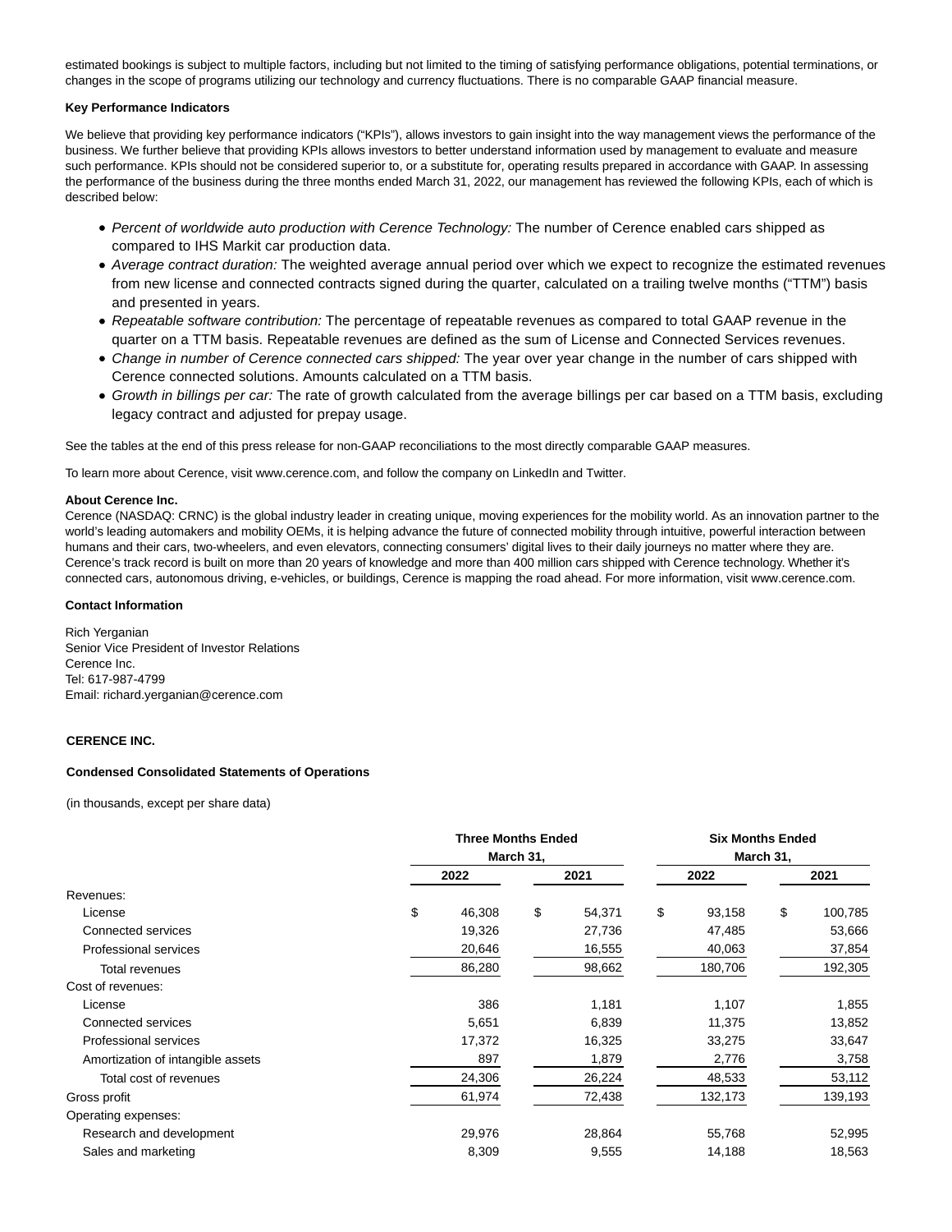estimated bookings is subject to multiple factors, including but not limited to the timing of satisfying performance obligations, potential terminations, or changes in the scope of programs utilizing our technology and currency fluctuations. There is no comparable GAAP financial measure.

**Key Performance Indicators**

We believe that providing key performance indicators ("KPIs"), allows investors to gain insight into the way management views the performance of the business. We further believe that providing KPIs allows investors to better understand information used by management to evaluate and measure such performance. KPIs should not be considered superior to, or a substitute for, operating results prepared in accordance with GAAP. In assessing the performance of the business during the three months ended March 31, 2022, our management has reviewed the following KPIs, each of which is described below:

- *Percent of worldwide auto production with Cerence Technology:* The number of Cerence enabled cars shipped as compared to IHS Markit car production data.
- *Average contract duration:* The weighted average annual period over which we expect to recognize the estimated revenues from new license and connected contracts signed during the quarter, calculated on a trailing twelve months ("TTM") basis and presented in years.
- *Repeatable software contribution:* The percentage of repeatable revenues as compared to total GAAP revenue in the quarter on a TTM basis. Repeatable revenues are defined as the sum of License and Connected Services revenues.
- *Change in number of Cerence connected cars shipped:* The year over year change in the number of cars shipped with Cerence connected solutions. Amounts calculated on a TTM basis.
- *Growth in billings per car:* The rate of growth calculated from the average billings per car based on a TTM basis, excluding legacy contract and adjusted for prepay usage.

See the tables at the end of this press release for non-GAAP reconciliations to the most directly comparable GAAP measures.

To learn more about Cerence, visit www.cerence.com, and follow the company on LinkedIn and Twitter.

**About Cerence Inc.**

Cerence (NASDAQ: CRNC) is the global industry leader in creating unique, moving experiences for the mobility world. As an innovation partner to the world's leading automakers and mobility OEMs, it is helping advance the future of connected mobility through intuitive, powerful interaction between humans and their cars, two-wheelers, and even elevators, connecting consumers' digital lives to their daily journeys no matter where they are. Cerence's track record is built on more than 20 years of knowledge and more than 400 million cars shipped with Cerence technology. Whether it's connected cars, autonomous driving, e-vehicles, or buildings, Cerence is mapping the road ahead. For more information, visit www.cerence.com.

**Contact Information**

Rich Yerganian
Senior Vice President of Investor Relations
Cerence Inc.
Tel: 617-987-4799
Email: richard.yerganian@cerence.com

**CERENCE INC.**

**Condensed Consolidated Statements of Operations**

(in thousands, except per share data)

| | Three Months Ended March 31, | | Six Months Ended March 31, | |
|---|---|---|---|---|
| | 2022 | 2021 | 2022 | 2021 |
| Revenues: | | | | |
| License | $ 46,308 | $ 54,371 | $ 93,158 | $ 100,785 |
| Connected services | 19,326 | 27,736 | 47,485 | 53,666 |
| Professional services | 20,646 | 16,555 | 40,063 | 37,854 |
| Total revenues | 86,280 | 98,662 | 180,706 | 192,305 |
| Cost of revenues: | | | | |
| License | 386 | 1,181 | 1,107 | 1,855 |
| Connected services | 5,651 | 6,839 | 11,375 | 13,852 |
| Professional services | 17,372 | 16,325 | 33,275 | 33,647 |
| Amortization of intangible assets | 897 | 1,879 | 2,776 | 3,758 |
| Total cost of revenues | 24,306 | 26,224 | 48,533 | 53,112 |
| Gross profit | 61,974 | 72,438 | 132,173 | 139,193 |
| Operating expenses: | | | | |
| Research and development | 29,976 | 28,864 | 55,768 | 52,995 |
| Sales and marketing | 8,309 | 9,555 | 14,188 | 18,563 |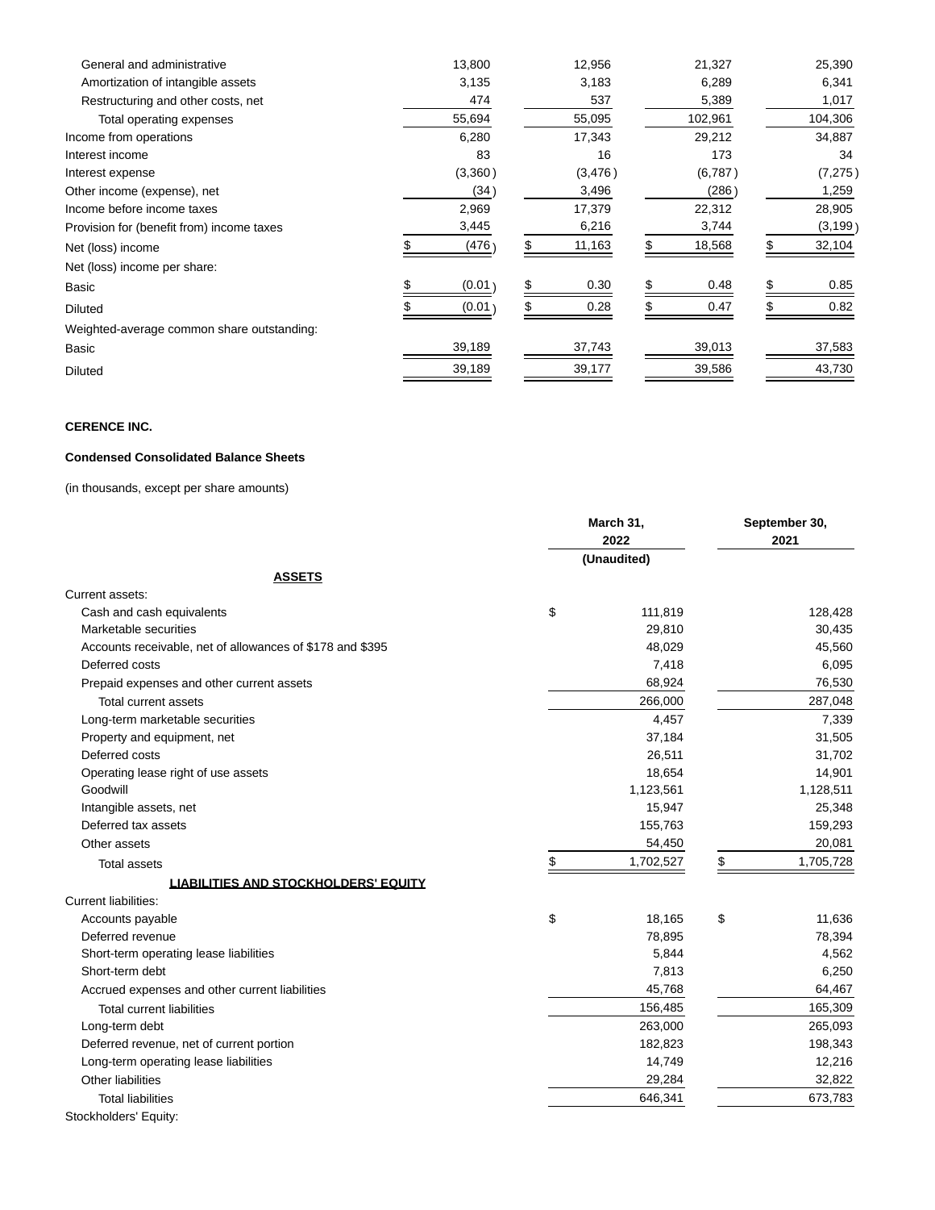| | | | | |
|---|---|---|---|---|
| General and administrative | 13,800 | 12,956 | 21,327 | 25,390 |
| Amortization of intangible assets | 3,135 | 3,183 | 6,289 | 6,341 |
| Restructuring and other costs, net | 474 | 537 | 5,389 | 1,017 |
| Total operating expenses | 55,694 | 55,095 | 102,961 | 104,306 |
| Income from operations | 6,280 | 17,343 | 29,212 | 34,887 |
| Interest income | 83 | 16 | 173 | 34 |
| Interest expense | (3,360) | (3,476) | (6,787) | (7,275) |
| Other income (expense), net | (34) | 3,496 | (286) | 1,259 |
| Income before income taxes | 2,969 | 17,379 | 22,312 | 28,905 |
| Provision for (benefit from) income taxes | 3,445 | 6,216 | 3,744 | (3,199) |
| Net (loss) income | $ (476) | $ 11,163 | $ 18,568 | $ 32,104 |
| Net (loss) income per share: | | | | |
| Basic | $ (0.01) | $ 0.30 | $ 0.48 | $ 0.85 |
| Diluted | $ (0.01) | $ 0.28 | $ 0.47 | $ 0.82 |
| Weighted-average common share outstanding: | | | | |
| Basic | 39,189 | 37,743 | 39,013 | 37,583 |
| Diluted | 39,189 | 39,177 | 39,586 | 43,730 |

**CERENCE INC.**

**Condensed Consolidated Balance Sheets**

(in thousands, except per share amounts)

| | March 31, 2022 | September 30, 2021 |
|---|---|---|
| | (Unaudited) | |
| **ASSETS** | | |
| Current assets: | | |
| Cash and cash equivalents | $ 111,819 | 128,428 |
| Marketable securities | 29,810 | 30,435 |
| Accounts receivable, net of allowances of $178 and $395 | 48,029 | 45,560 |
| Deferred costs | 7,418 | 6,095 |
| Prepaid expenses and other current assets | 68,924 | 76,530 |
| Total current assets | 266,000 | 287,048 |
| Long-term marketable securities | 4,457 | 7,339 |
| Property and equipment, net | 37,184 | 31,505 |
| Deferred costs | 26,511 | 31,702 |
| Operating lease right of use assets | 18,654 | 14,901 |
| Goodwill | 1,123,561 | 1,128,511 |
| Intangible assets, net | 15,947 | 25,348 |
| Deferred tax assets | 155,763 | 159,293 |
| Other assets | 54,450 | 20,081 |
| Total assets | $ 1,702,527 | $ 1,705,728 |
| **LIABILITIES AND STOCKHOLDERS' EQUITY** | | |
| Current liabilities: | | |
| Accounts payable | $ 18,165 | $ 11,636 |
| Deferred revenue | 78,895 | 78,394 |
| Short-term operating lease liabilities | 5,844 | 4,562 |
| Short-term debt | 7,813 | 6,250 |
| Accrued expenses and other current liabilities | 45,768 | 64,467 |
| Total current liabilities | 156,485 | 165,309 |
| Long-term debt | 263,000 | 265,093 |
| Deferred revenue, net of current portion | 182,823 | 198,343 |
| Long-term operating lease liabilities | 14,749 | 12,216 |
| Other liabilities | 29,284 | 32,822 |
| Total liabilities | 646,341 | 673,783 |
| Stockholders' Equity: | | |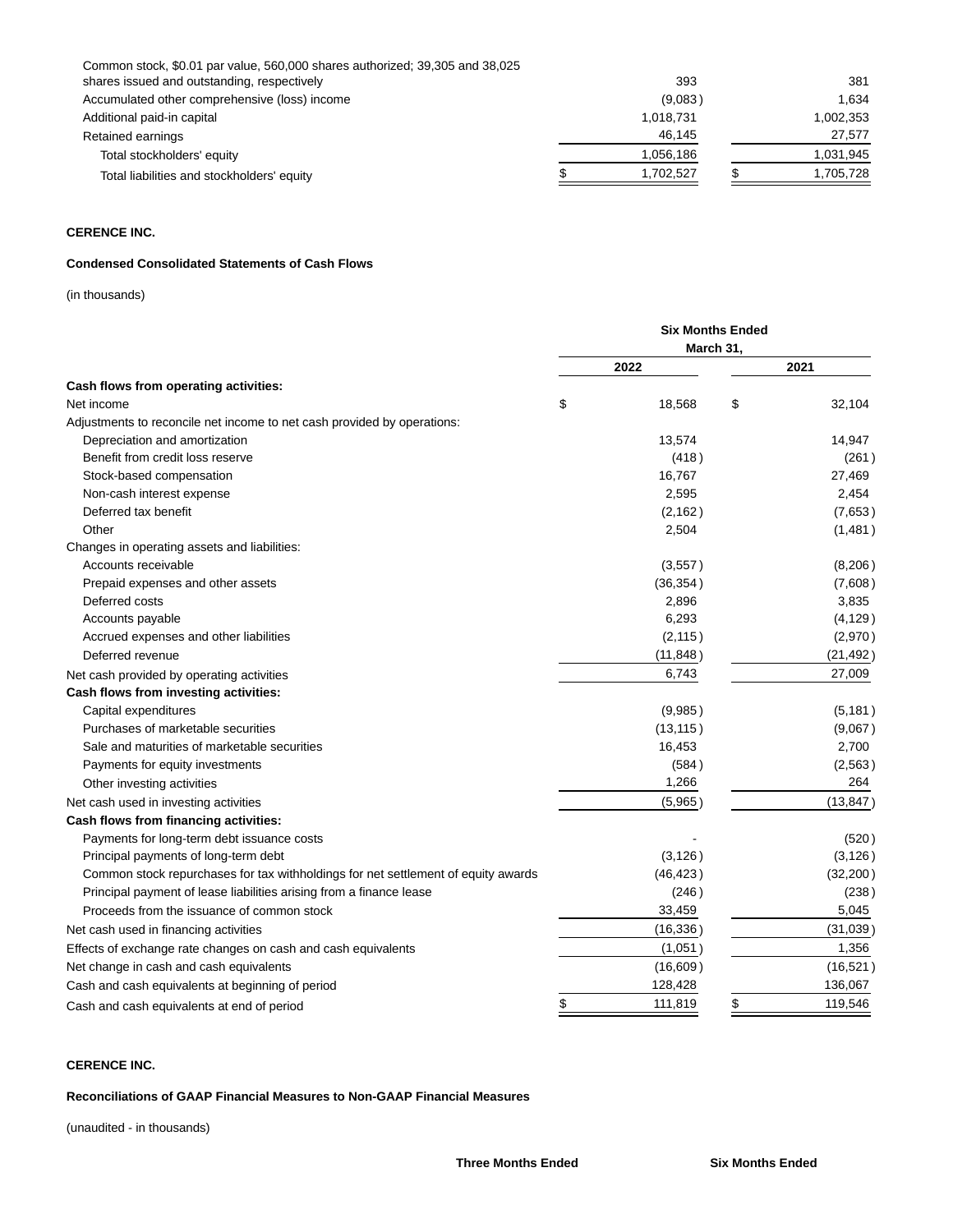| | | |
|---|---|---|
| Common stock, $0.01 par value, 560,000 shares authorized; 39,305 and 38,025 shares issued and outstanding, respectively | 393 | 381 |
| Accumulated other comprehensive (loss) income | (9,083) | 1,634 |
| Additional paid-in capital | 1,018,731 | 1,002,353 |
| Retained earnings | 46,145 | 27,577 |
| Total stockholders' equity | 1,056,186 | 1,031,945 |
| Total liabilities and stockholders' equity | $ 1,702,527 | $ 1,705,728 |

**CERENCE INC.**

**Condensed Consolidated Statements of Cash Flows**

(in thousands)

| | Six Months Ended March 31, | |
|---|---|---|
| | 2022 | 2021 |
| **Cash flows from operating activities:** | | |
| Net income | $ 18,568 | $ 32,104 |
| Adjustments to reconcile net income to net cash provided by operations: | | |
| Depreciation and amortization | 13,574 | 14,947 |
| Benefit from credit loss reserve | (418) | (261) |
| Stock-based compensation | 16,767 | 27,469 |
| Non-cash interest expense | 2,595 | 2,454 |
| Deferred tax benefit | (2,162) | (7,653) |
| Other | 2,504 | (1,481) |
| Changes in operating assets and liabilities: | | |
| Accounts receivable | (3,557) | (8,206) |
| Prepaid expenses and other assets | (36,354) | (7,608) |
| Deferred costs | 2,896 | 3,835 |
| Accounts payable | 6,293 | (4,129) |
| Accrued expenses and other liabilities | (2,115) | (2,970) |
| Deferred revenue | (11,848) | (21,492) |
| Net cash provided by operating activities | 6,743 | 27,009 |
| **Cash flows from investing activities:** | | |
| Capital expenditures | (9,985) | (5,181) |
| Purchases of marketable securities | (13,115) | (9,067) |
| Sale and maturities of marketable securities | 16,453 | 2,700 |
| Payments for equity investments | (584) | (2,563) |
| Other investing activities | 1,266 | 264 |
| Net cash used in investing activities | (5,965) | (13,847) |
| **Cash flows from financing activities:** | | |
| Payments for long-term debt issuance costs | - | (520) |
| Principal payments of long-term debt | (3,126) | (3,126) |
| Common stock repurchases for tax withholdings for net settlement of equity awards | (46,423) | (32,200) |
| Principal payment of lease liabilities arising from a finance lease | (246) | (238) |
| Proceeds from the issuance of common stock | 33,459 | 5,045 |
| Net cash used in financing activities | (16,336) | (31,039) |
| Effects of exchange rate changes on cash and cash equivalents | (1,051) | 1,356 |
| Net change in cash and cash equivalents | (16,609) | (16,521) |
| Cash and cash equivalents at beginning of period | 128,428 | 136,067 |
| Cash and cash equivalents at end of period | $ 111,819 | $ 119,546 |

**CERENCE INC.**

**Reconciliations of GAAP Financial Measures to Non-GAAP Financial Measures**

(unaudited - in thousands)

| | Three Months Ended | Six Months Ended |
|---|---|---|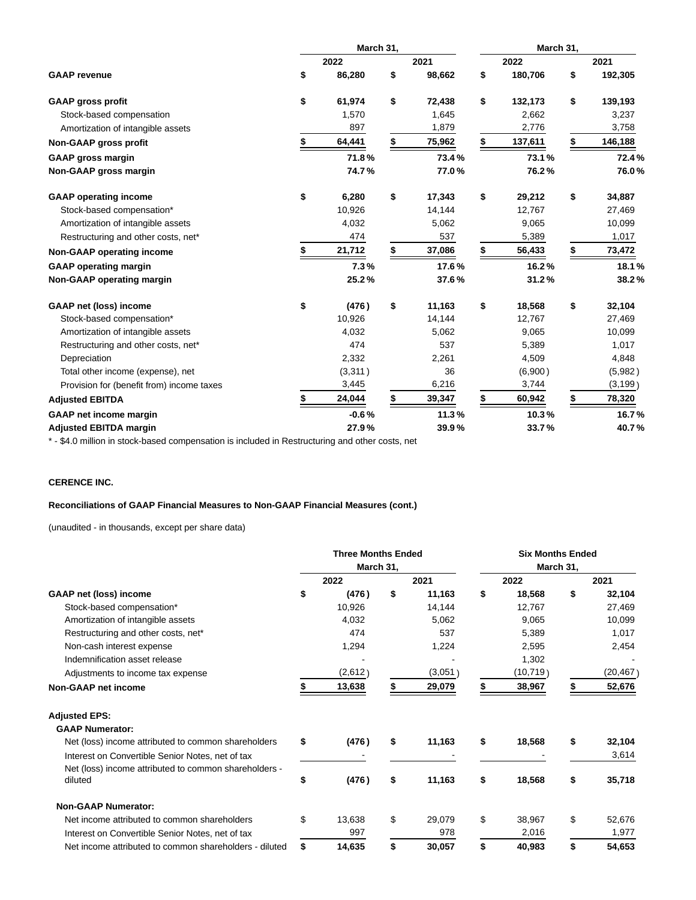| | March 31, | | March 31, | |
|---|---|---|---|---|
| | 2022 | 2021 | 2022 | 2021 |
| **GAAP revenue** | **$ 86,280** | **$ 98,662** | **$ 180,706** | **$ 192,305** |
| **GAAP gross profit** | **$ 61,974** | **$ 72,438** | **$ 132,173** | **$ 139,193** |
| Stock-based compensation | 1,570 | 1,645 | 2,662 | 3,237 |
| Amortization of intangible assets | 897 | 1,879 | 2,776 | 3,758 |
| **Non-GAAP gross profit** | **$ 64,441** | **$ 75,962** | **$ 137,611** | **$ 146,188** |
| **GAAP gross margin** | **71.8%** | **73.4%** | **73.1%** | **72.4%** |
| **Non-GAAP gross margin** | **74.7%** | **77.0%** | **76.2%** | **76.0%** |
| **GAAP operating income** | **$ 6,280** | **$ 17,343** | **$ 29,212** | **$ 34,887** |
| Stock-based compensation* | 10,926 | 14,144 | 12,767 | 27,469 |
| Amortization of intangible assets | 4,032 | 5,062 | 9,065 | 10,099 |
| Restructuring and other costs, net* | 474 | 537 | 5,389 | 1,017 |
| **Non-GAAP operating income** | **$ 21,712** | **$ 37,086** | **$ 56,433** | **$ 73,472** |
| **GAAP operating margin** | **7.3%** | **17.6%** | **16.2%** | **18.1%** |
| **Non-GAAP operating margin** | **25.2%** | **37.6%** | **31.2%** | **38.2%** |
| **GAAP net (loss) income** | **$ (476)** | **$ 11,163** | **$ 18,568** | **$ 32,104** |
| Stock-based compensation* | 10,926 | 14,144 | 12,767 | 27,469 |
| Amortization of intangible assets | 4,032 | 5,062 | 9,065 | 10,099 |
| Restructuring and other costs, net* | 474 | 537 | 5,389 | 1,017 |
| Depreciation | 2,332 | 2,261 | 4,509 | 4,848 |
| Total other income (expense), net | (3,311) | 36 | (6,900) | (5,982) |
| Provision for (benefit from) income taxes | 3,445 | 6,216 | 3,744 | (3,199) |
| **Adjusted EBITDA** | **$ 24,044** | **$ 39,347** | **$ 60,942** | **$ 78,320** |
| **GAAP net income margin** | **-0.6%** | **11.3%** | **10.3%** | **16.7%** |
| **Adjusted EBITDA margin** | **27.9%** | **39.9%** | **33.7%** | **40.7%** |

* - $4.0 million in stock-based compensation is included in Restructuring and other costs, net

**CERENCE INC.**

**Reconciliations of GAAP Financial Measures to Non-GAAP Financial Measures (cont.)**

(unaudited - in thousands, except per share data)

| | Three Months Ended March 31, | | Six Months Ended March 31, | |
|---|---|---|---|---|
| | 2022 | 2021 | 2022 | 2021 |
| **GAAP net (loss) income** | **$ (476)** | **$ 11,163** | **$ 18,568** | **$ 32,104** |
| Stock-based compensation* | 10,926 | 14,144 | 12,767 | 27,469 |
| Amortization of intangible assets | 4,032 | 5,062 | 9,065 | 10,099 |
| Restructuring and other costs, net* | 474 | 537 | 5,389 | 1,017 |
| Non-cash interest expense | 1,294 | 1,224 | 2,595 | 2,454 |
| Indemnification asset release | - | - | 1,302 | - |
| Adjustments to income tax expense | (2,612) | (3,051) | (10,719) | (20,467) |
| **Non-GAAP net income** | **$ 13,638** | **$ 29,079** | **$ 38,967** | **$ 52,676** |
| **Adjusted EPS:** | | | | |
| **GAAP Numerator:** | | | | |
| Net (loss) income attributed to common shareholders | **$ (476)** | **$ 11,163** | **$ 18,568** | **$ 32,104** |
| Interest on Convertible Senior Notes, net of tax | - | - | - | 3,614 |
| Net (loss) income attributed to common shareholders - diluted | **$ (476)** | **$ 11,163** | **$ 18,568** | **$ 35,718** |
| **Non-GAAP Numerator:** | | | | |
| Net income attributed to common shareholders | $ 13,638 | $ 29,079 | $ 38,967 | $ 52,676 |
| Interest on Convertible Senior Notes, net of tax | 997 | 978 | 2,016 | 1,977 |
| Net income attributed to common shareholders - diluted | **$ 14,635** | **$ 30,057** | **$ 40,983** | **$ 54,653** |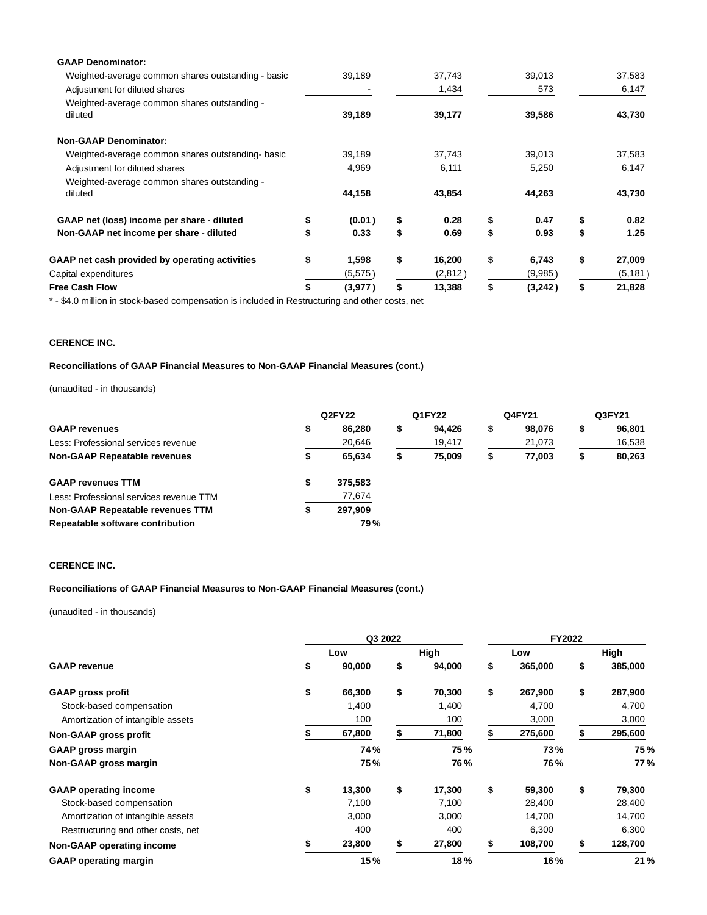| | | | | |
|---|---|---|---|---|
| **GAAP Denominator:** | | | | |
| Weighted-average common shares outstanding - basic | 39,189 | 37,743 | 39,013 | 37,583 |
| Adjustment for diluted shares | - | 1,434 | 573 | 6,147 |
| Weighted-average common shares outstanding - diluted | **39,189** | **39,177** | **39,586** | **43,730** |
| **Non-GAAP Denominator:** | | | | |
| Weighted-average common shares outstanding- basic | 39,189 | 37,743 | 39,013 | 37,583 |
| Adjustment for diluted shares | 4,969 | 6,111 | 5,250 | 6,147 |
| Weighted-average common shares outstanding - diluted | **44,158** | **43,854** | **44,263** | **43,730** |
| **GAAP net (loss) income per share - diluted** | **$ (0.01)** | **$ 0.28** | **$ 0.47** | **$ 0.82** |
| **Non-GAAP net income per share - diluted** | **$ 0.33** | **$ 0.69** | **$ 0.93** | **$ 1.25** |
| **GAAP net cash provided by operating activities** | **$ 1,598** | **$ 16,200** | **$ 6,743** | **$ 27,009** |
| Capital expenditures | (5,575) | (2,812) | (9,985) | (5,181) |
| **Free Cash Flow** | **$ (3,977)** | **$ 13,388** | **$ (3,242)** | **$ 21,828** |

* - $4.0 million in stock-based compensation is included in Restructuring and other costs, net

**CERENCE INC.**

**Reconciliations of GAAP Financial Measures to Non-GAAP Financial Measures (cont.)**

(unaudited - in thousands)

| | Q2FY22 | Q1FY22 | Q4FY21 | Q3FY21 |
|---|---|---|---|---|
| **GAAP revenues** | **$ 86,280** | **$ 94,426** | **$ 98,076** | **$ 96,801** |
| Less: Professional services revenue | 20,646 | 19,417 | 21,073 | 16,538 |
| **Non-GAAP Repeatable revenues** | **$ 65,634** | **$ 75,009** | **$ 77,003** | **$ 80,263** |
| **GAAP revenues TTM** | **$ 375,583** | | | |
| Less: Professional services revenue TTM | 77,674 | | | |
| **Non-GAAP Repeatable revenues TTM** | **$ 297,909** | | | |
| **Repeatable software contribution** | **79%** | | | |

**CERENCE INC.**

**Reconciliations of GAAP Financial Measures to Non-GAAP Financial Measures (cont.)**

(unaudited - in thousands)

| | Q3 2022 | | FY2022 | |
|---|---|---|---|---|
| | Low | High | Low | High |
| **GAAP revenue** | **$ 90,000** | **$ 94,000** | **$ 365,000** | **$ 385,000** |
| **GAAP gross profit** | **$ 66,300** | **$ 70,300** | **$ 267,900** | **$ 287,900** |
| Stock-based compensation | 1,400 | 1,400 | 4,700 | 4,700 |
| Amortization of intangible assets | 100 | 100 | 3,000 | 3,000 |
| **Non-GAAP gross profit** | **$ 67,800** | **$ 71,800** | **$ 275,600** | **$ 295,600** |
| **GAAP gross margin** | **74%** | **75%** | **73%** | **75%** |
| **Non-GAAP gross margin** | **75%** | **76%** | **76%** | **77%** |
| **GAAP operating income** | **$ 13,300** | **$ 17,300** | **$ 59,300** | **$ 79,300** |
| Stock-based compensation | 7,100 | 7,100 | 28,400 | 28,400 |
| Amortization of intangible assets | 3,000 | 3,000 | 14,700 | 14,700 |
| Restructuring and other costs, net | 400 | 400 | 6,300 | 6,300 |
| **Non-GAAP operating income** | **$ 23,800** | **$ 27,800** | **$ 108,700** | **$ 128,700** |
| **GAAP operating margin** | **15%** | **18%** | **16%** | **21%** |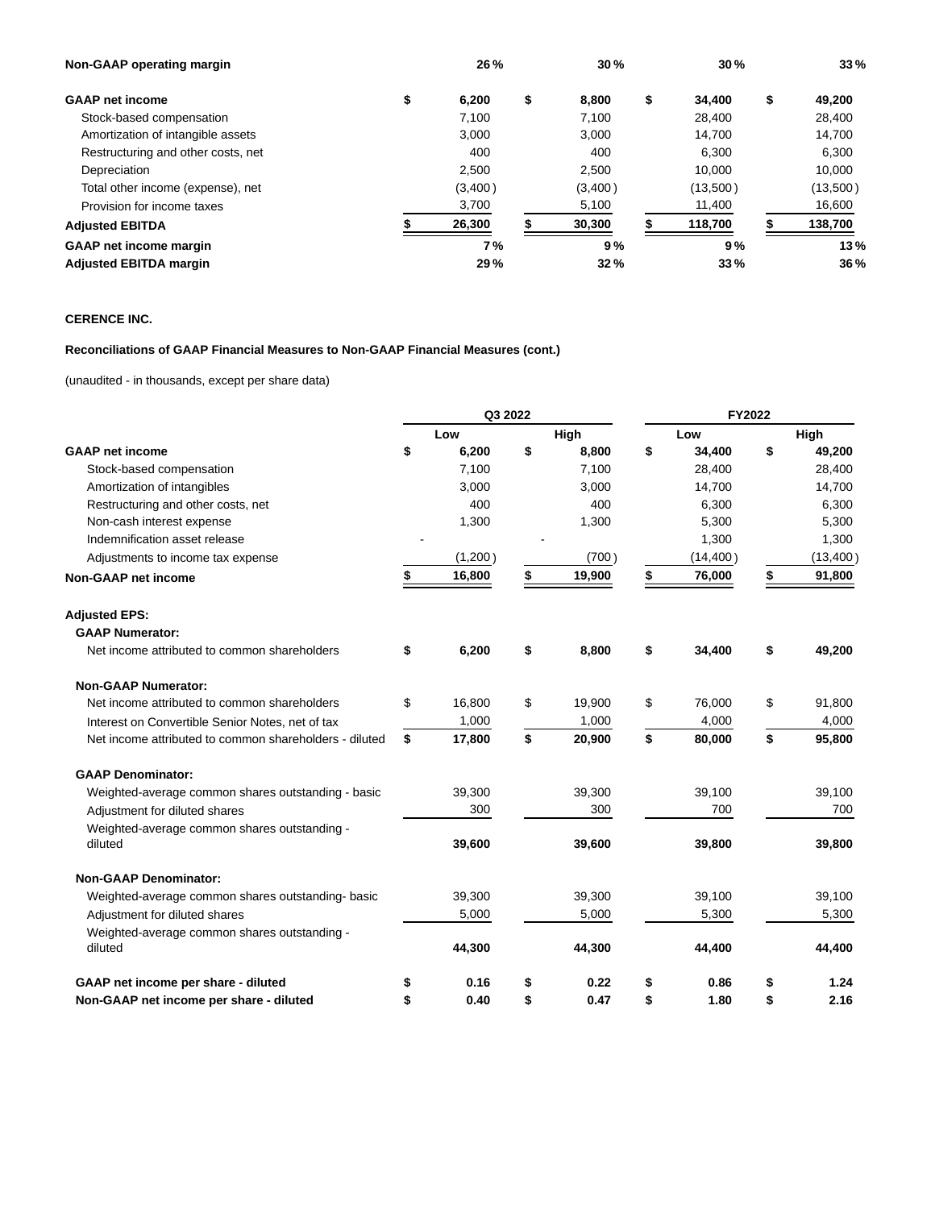| | Q3 2022 Low | Q3 2022 High | FY2022 Low | FY2022 High |
|---|---|---|---|---|
| **Non-GAAP operating margin** | **26%** | **30%** | **30%** | **33%** |
| **GAAP net income** | **$ 6,200** | **$ 8,800** | **$ 34,400** | **$ 49,200** |
| Stock-based compensation | 7,100 | 7,100 | 28,400 | 28,400 |
| Amortization of intangible assets | 3,000 | 3,000 | 14,700 | 14,700 |
| Restructuring and other costs, net | 400 | 400 | 6,300 | 6,300 |
| Depreciation | 2,500 | 2,500 | 10,000 | 10,000 |
| Total other income (expense), net | (3,400) | (3,400) | (13,500) | (13,500) |
| Provision for income taxes | 3,700 | 5,100 | 11,400 | 16,600 |
| **Adjusted EBITDA** | **$ 26,300** | **$ 30,300** | **$ 118,700** | **$ 138,700** |
| **GAAP net income margin** | **7%** | **9%** | **9%** | **13%** |
| **Adjusted EBITDA margin** | **29%** | **32%** | **33%** | **36%** |

**CERENCE INC.**

**Reconciliations of GAAP Financial Measures to Non-GAAP Financial Measures (cont.)**

(unaudited - in thousands, except per share data)

| | Q3 2022 | | FY2022 | |
|---|---|---|---|---|
| | Low | High | Low | High |
| **GAAP net income** | **$ 6,200** | **$ 8,800** | **$ 34,400** | **$ 49,200** |
| Stock-based compensation | 7,100 | 7,100 | 28,400 | 28,400 |
| Amortization of intangibles | 3,000 | 3,000 | 14,700 | 14,700 |
| Restructuring and other costs, net | 400 | 400 | 6,300 | 6,300 |
| Non-cash interest expense | 1,300 | 1,300 | 5,300 | 5,300 |
| Indemnification asset release | - | - | 1,300 | 1,300 |
| Adjustments to income tax expense | (1,200) | (700) | (14,400) | (13,400) |
| **Non-GAAP net income** | **$ 16,800** | **$ 19,900** | **$ 76,000** | **$ 91,800** |
| | | | | |
| **Adjusted EPS:** | | | | |
| **GAAP Numerator:** | | | | |
| Net income attributed to common shareholders | **$ 6,200** | **$ 8,800** | **$ 34,400** | **$ 49,200** |
| | | | | |
| **Non-GAAP Numerator:** | | | | |
| Net income attributed to common shareholders | $ 16,800 | $ 19,900 | $ 76,000 | $ 91,800 |
| Interest on Convertible Senior Notes, net of tax | 1,000 | 1,000 | 4,000 | 4,000 |
| Net income attributed to common shareholders - diluted | **$ 17,800** | **$ 20,900** | **$ 80,000** | **$ 95,800** |
| | | | | |
| **GAAP Denominator:** | | | | |
| Weighted-average common shares outstanding - basic | 39,300 | 39,300 | 39,100 | 39,100 |
| Adjustment for diluted shares | 300 | 300 | 700 | 700 |
| Weighted-average common shares outstanding - diluted | **39,600** | **39,600** | **39,800** | **39,800** |
| | | | | |
| **Non-GAAP Denominator:** | | | | |
| Weighted-average common shares outstanding- basic | 39,300 | 39,300 | 39,100 | 39,100 |
| Adjustment for diluted shares | 5,000 | 5,000 | 5,300 | 5,300 |
| Weighted-average common shares outstanding - diluted | **44,300** | **44,300** | **44,400** | **44,400** |
| | | | | |
| **GAAP net income per share - diluted** | **$ 0.16** | **$ 0.22** | **$ 0.86** | **$ 1.24** |
| **Non-GAAP net income per share - diluted** | **$ 0.40** | **$ 0.47** | **$ 1.80** | **$ 2.16** |